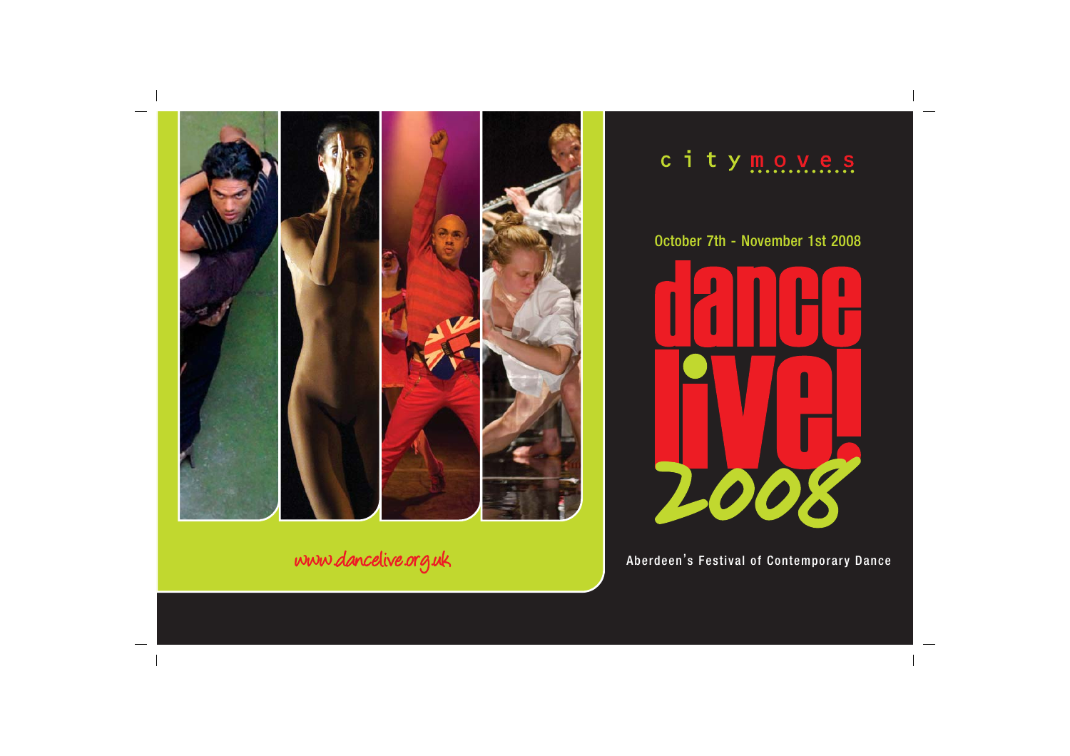www.dancelive.org.uk

city moves

October 7th - November 1st 2008

# dance live! 2008

Aberdeen's Festival of Contemporary Dance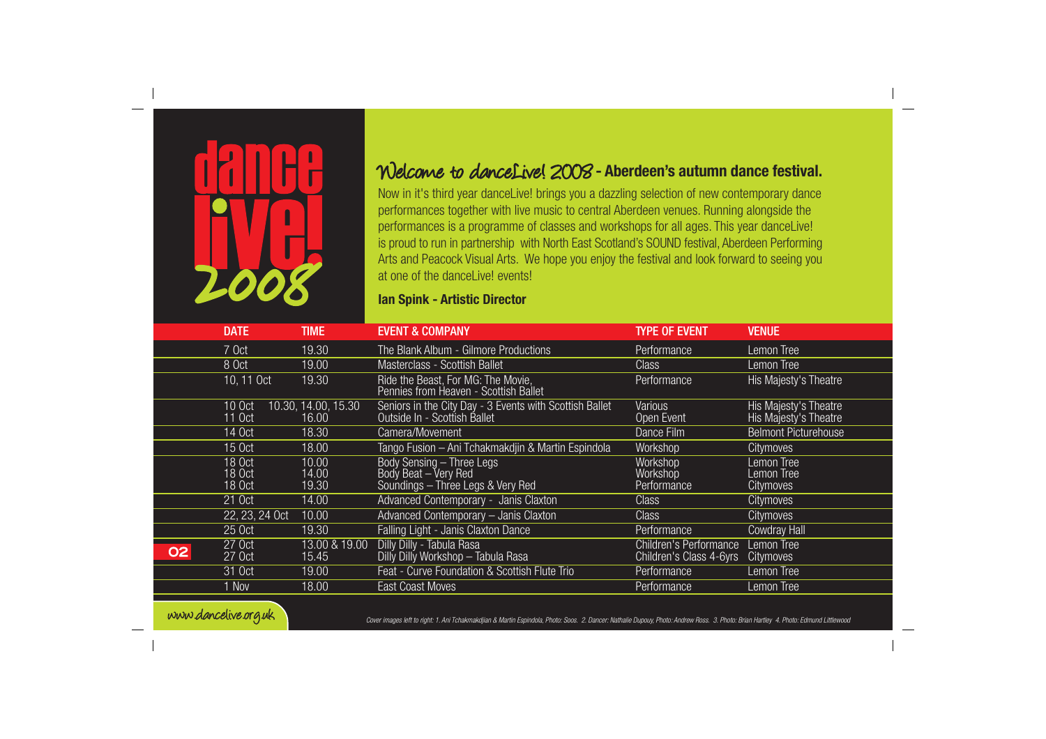# dance live! 2008

## Welcome to danceLive! 2008 - Aberdeen's autumn dance festival.

Now in it's third year danceLive! brings you a dazzling selection of new contemporary dance performances together with live music to central Aberdeen venues. Running alongside the performances is a programme of classes and workshops for all ages. This year danceLive! is proud to run in partnership with North East Scotland's SOUND festival, Aberdeen Performing Arts and Peacock Visual Arts. We hope you enjoy the festival and look forward to seeing you at one of the danceLive! events!

**Ian Spink - Artistic Director**

| DATE | TIME | EVENT & COMPANY | TYPE OF EVENT | VENUE |
|---|---|---|---|---|
| 7 Oct | 19.30 | The Blank Album - Gilmore Productions | Performance | Lemon Tree |
| 8 Oct | 19.00 | Masterclass - Scottish Ballet | Class | Lemon Tree |
| 10, 11 Oct | 19.30 | Ride the Beast, For MG: The Movie, Pennies from Heaven - Scottish Ballet | Performance | His Majesty's Theatre |
| 10 Oct | 10.30, 14.00, 15.30 | Seniors in the City Day - 3 Events with Scottish Ballet | Various | His Majesty's Theatre |
| 11 Oct | 16.00 | Outside In - Scottish Ballet | Open Event | His Majesty's Theatre |
| 14 Oct | 18.30 | Camera/Movement | Dance Film | Belmont Picturehouse |
| 15 Oct | 18.00 | Tango Fusion – Ani Tchakmakdjin & Martin Espindola | Workshop | Citymoves |
| 18 Oct | 10.00 | Body Sensing – Three Legs | Workshop | Lemon Tree |
| 18 Oct | 14.00 | Body Beat – Very Red | Workshop | Lemon Tree |
| 18 Oct | 19.30 | Soundings – Three Legs & Very Red | Performance | Citymoves |
| 21 Oct | 14.00 | Advanced Contemporary - Janis Claxton | Class | Citymoves |
| 22, 23, 24 Oct | 10.00 | Advanced Contemporary – Janis Claxton | Class | Citymoves |
| 25 Oct | 19.30 | Falling Light - Janis Claxton Dance | Performance | Cowdray Hall |
| 27 Oct | 13.00 & 19.00 | Dilly Dilly - Tabula Rasa | Children's Performance | Lemon Tree |
| 27 Oct | 15.45 | Dilly Dilly Workshop – Tabula Rasa | Children's Class 4-6yrs | Citymoves |
| 31 Oct | 19.00 | Feat - Curve Foundation & Scottish Flute Trio | Performance | Lemon Tree |
| 1 Nov | 18.00 | East Coast Moves | Performance | Lemon Tree |

www.dancelive.org.uk

*Cover images left to right: 1. Ani Tchakmakdjian & Martin Espindola, Photo: Soos. 2. Dancer: Nathalie Dupouy, Photo: Andrew Ross. 3. Photo: Brian Hartley 4. Photo: Edmund Littlewood*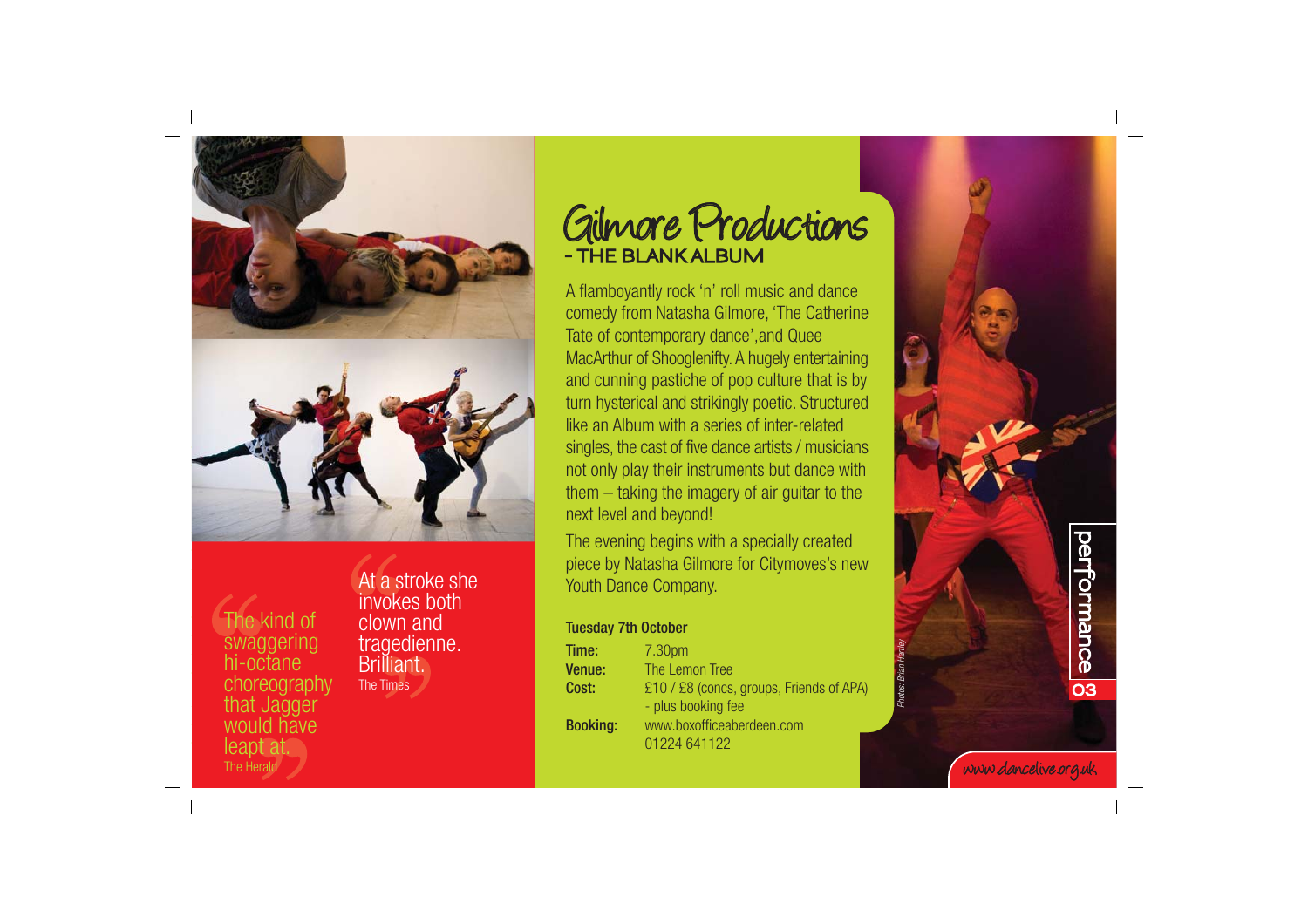> The kind of swaggering hi-octane choreography that Jagger would have leapt at.
> The Herald

> At a stroke she invokes both clown and tragedienne. Brilliant.
> The Times

# Gilmore Productions

## - THE BLANK ALBUM

A flamboyantly rock 'n' roll music and dance comedy from Natasha Gilmore, 'The Catherine Tate of contemporary dance',and Quee MacArthur of Shooglenifty. A hugely entertaining and cunning pastiche of pop culture that is by turn hysterical and strikingly poetic. Structured like an Album with a series of inter-related singles, the cast of five dance artists / musicians not only play their instruments but dance with them – taking the imagery of air guitar to the next level and beyond!

The evening begins with a specially created piece by Natasha Gilmore for Citymoves's new Youth Dance Company.

**Tuesday 7th October**

**Time:** 7.30pm
**Venue:** The Lemon Tree
**Cost:** £10 / £8 (concs, groups, Friends of APA) - plus booking fee
**Booking:** www.boxofficeaberdeen.com 01224 641122

*Photos: Brian Hartley*

performance

www.dancelive.org.uk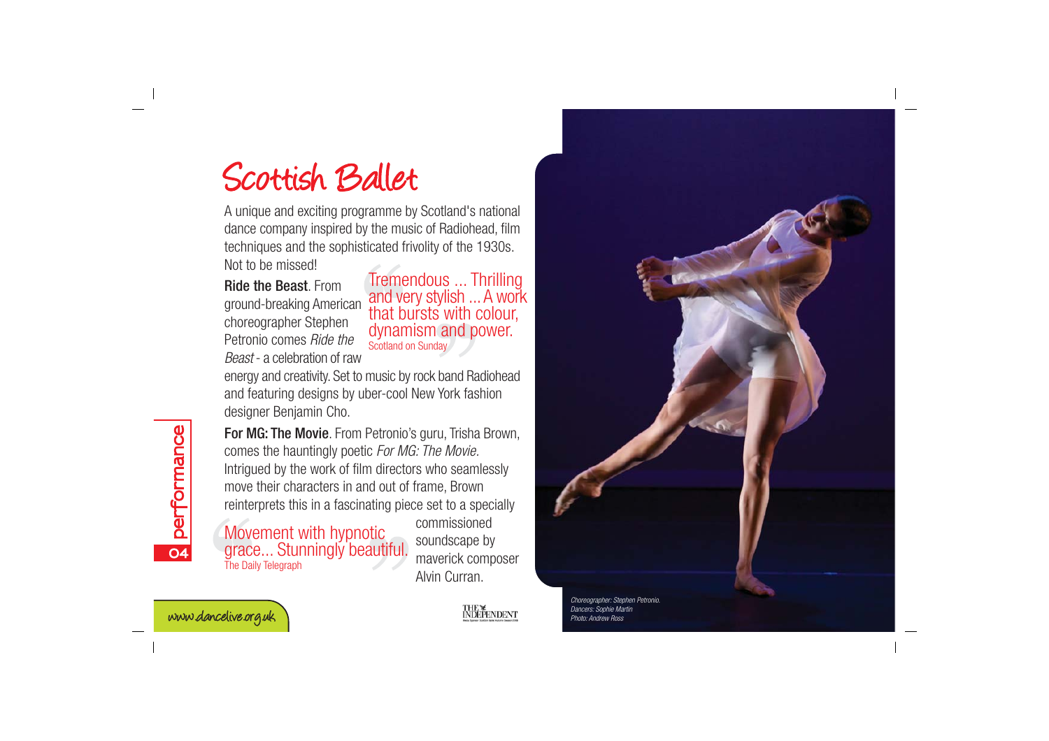# Scottish Ballet

A unique and exciting programme by Scotland's national dance company inspired by the music of Radiohead, film techniques and the sophisticated frivolity of the 1930s. Not to be missed!

> Tremendous ... Thrilling and very stylish ... A work that bursts with colour, dynamism and power.
> Scotland on Sunday

**Ride the Beast**. From ground-breaking American choreographer Stephen Petronio comes *Ride the Beast* - a celebration of raw energy and creativity. Set to music by rock band Radiohead and featuring designs by uber-cool New York fashion designer Benjamin Cho.

**For MG: The Movie**. From Petronio's guru, Trisha Brown, comes the hauntingly poetic *For MG: The Movie.* Intrigued by the work of film directors who seamlessly move their characters in and out of frame, Brown reinterprets this in a fascinating piece set to a specially commissioned soundscape by maverick composer Alvin Curran.

> Movement with hypnotic grace... Stunningly beautiful.
> The Daily Telegraph

*Choreographer: Stephen Petronio.*
*Dancers: Sophie Martin*
*Photo: Andrew Ross*

www.dancelive.org.uk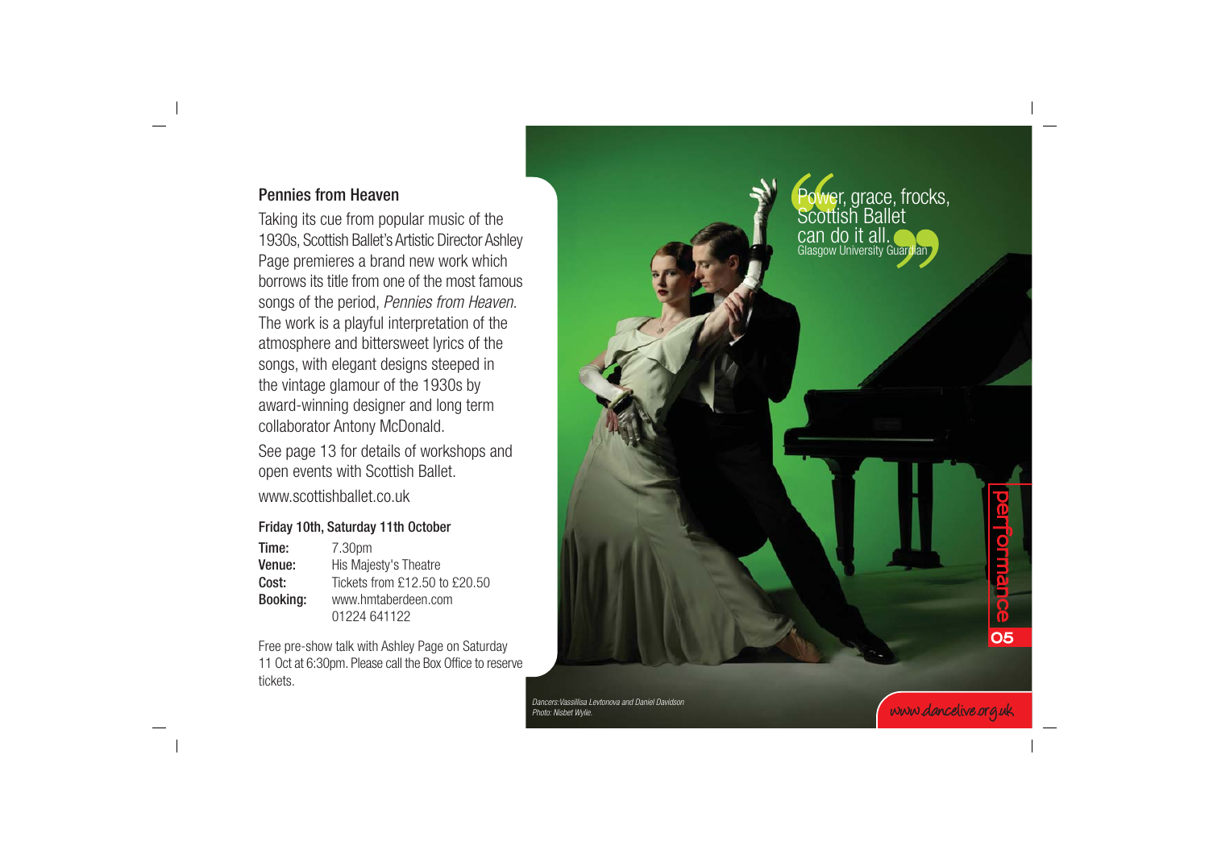## Pennies from Heaven

Taking its cue from popular music of the 1930s, Scottish Ballet's Artistic Director Ashley Page premieres a brand new work which borrows its title from one of the most famous songs of the period, *Pennies from Heaven.* The work is a playful interpretation of the atmosphere and bittersweet lyrics of the songs, with elegant designs steeped in the vintage glamour of the 1930s by award-winning designer and long term collaborator Antony McDonald.

See page 13 for details of workshops and open events with Scottish Ballet.

www.scottishballet.co.uk

### Friday 10th, Saturday 11th October

| | |
|---|---|
| **Time:** | 7.30pm |
| **Venue:** | His Majesty's Theatre |
| **Cost:** | Tickets from £12.50 to £20.50 |
| **Booking:** | www.hmtaberdeen.com<br>01224 641122 |

Free pre-show talk with Ashley Page on Saturday 11 Oct at 6:30pm. Please call the Box Office to reserve tickets.

"Power, grace, frocks, Scottish Ballet can do it all."
Glasgow University Guardian

*Dancers: Vassilissa Levtonova and Daniel Davidson*
*Photo: Nisbet Wylie.*

performance

www.danceliive.org.uk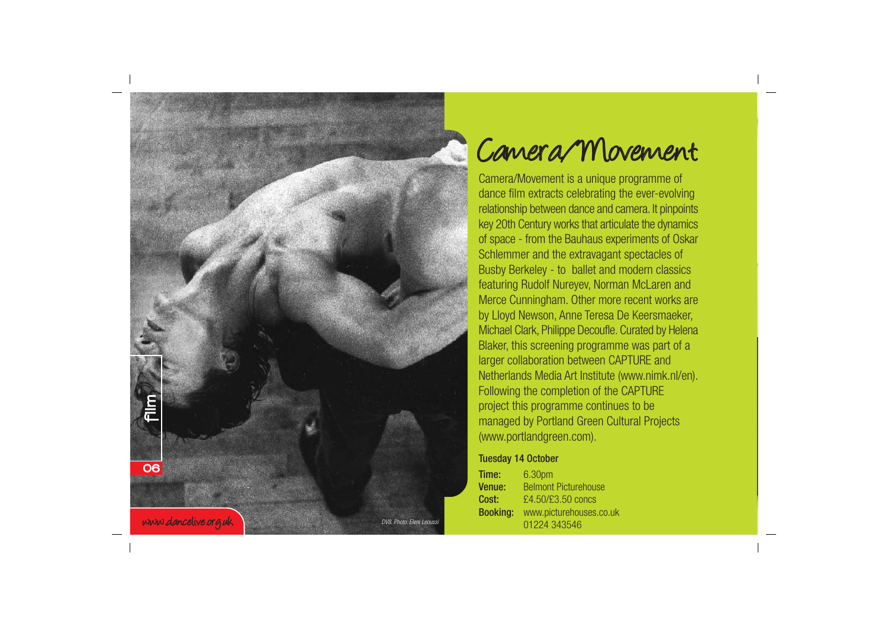# Camera/Movement

Camera/Movement is a unique programme of dance film extracts celebrating the ever-evolving relationship between dance and camera. It pinpoints key 20th Century works that articulate the dynamics of space - from the Bauhaus experiments of Oskar Schlemmer and the extravagant spectacles of Busby Berkeley - to ballet and modern classics featuring Rudolf Nureyev, Norman McLaren and Merce Cunningham. Other more recent works are by Lloyd Newson, Anne Teresa De Keersmaeker, Michael Clark, Philippe Decoufle. Curated by Helena Blaker, this screening programme was part of a larger collaboration between CAPTURE and Netherlands Media Art Institute (www.nimk.nl/en). Following the completion of the CAPTURE project this programme continues to be managed by Portland Green Cultural Projects (www.portlandgreen.com).

**Tuesday 14 October**

**Time:** 6.30pm
**Venue:** Belmont Picturehouse
**Cost:** £4.50/£3.50 concs
**Booking:** www.picturehouses.co.uk 01224 343546

*DV8. Photo: Eleni Leoussi*

film

www.dancelive.org.uk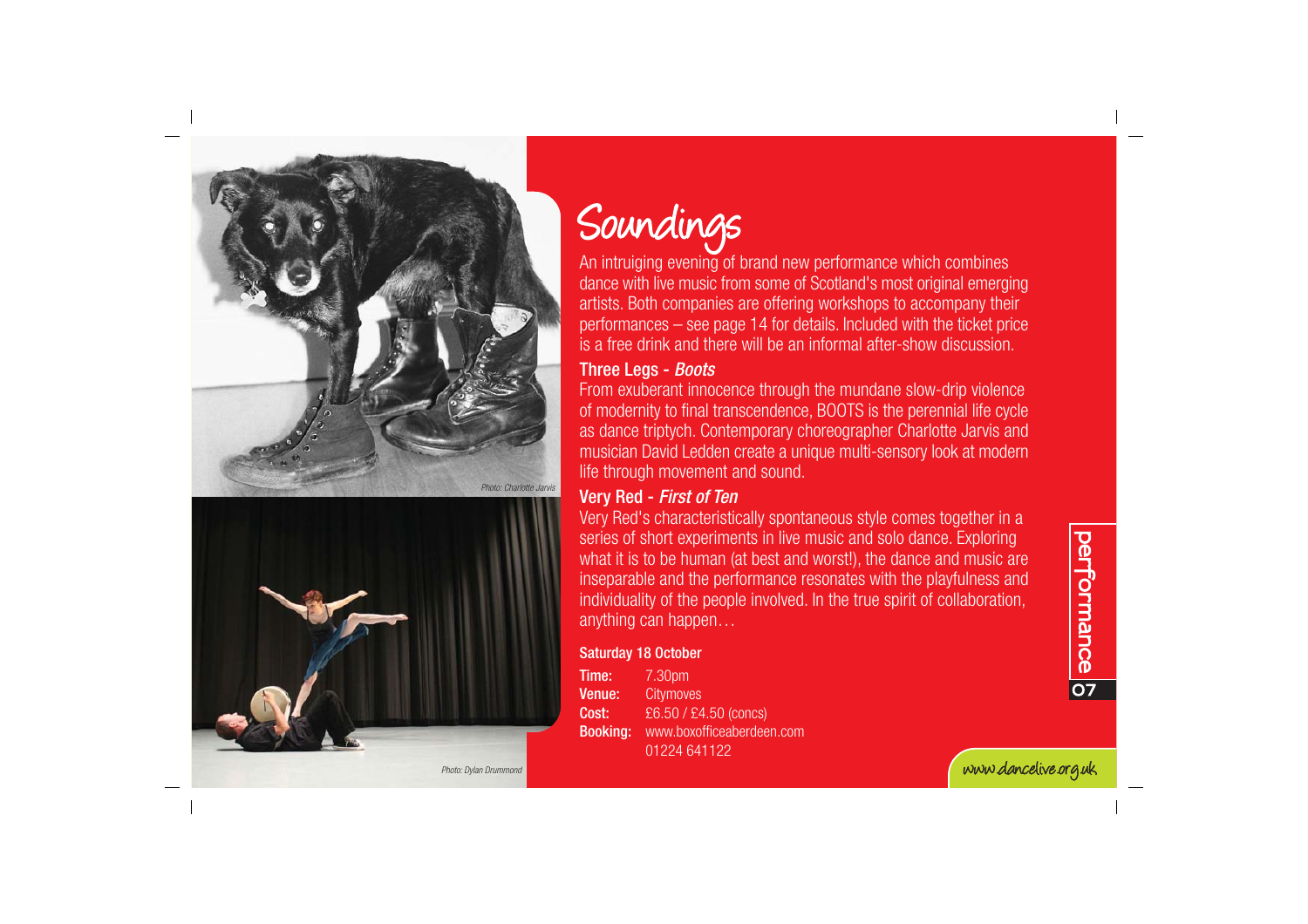# Soundings

An intruiging evening of brand new performance which combines dance with live music from some of Scotland's most original emerging artists. Both companies are offering workshops to accompany their performances – see page 14 for details. Included with the ticket price is a free drink and there will be an informal after-show discussion.

### Three Legs - *Boots*

From exuberant innocence through the mundane slow-drip violence of modernity to final transcendence, BOOTS is the perennial life cycle as dance triptych. Contemporary choreographer Charlotte Jarvis and musician David Ledden create a unique multi-sensory look at modern life through movement and sound.

### Very Red - *First of Ten*

Very Red's characteristically spontaneous style comes together in a series of short experiments in live music and solo dance. Exploring what it is to be human (at best and worst!), the dance and music are inseparable and the performance resonates with the playfulness and individuality of the people involved. In the true spirit of collaboration, anything can happen…

**Saturday 18 October**

**Time:** 7.30pm
**Venue:** Citymoves
**Cost:** £6.50 / £4.50 (concs)
**Booking:** www.boxofficeaberdeen.com
01224 641122

*Photo: Charlotte Jarvis*

*Photo: Dylan Drummond*

performance

www.dancelive.org.uk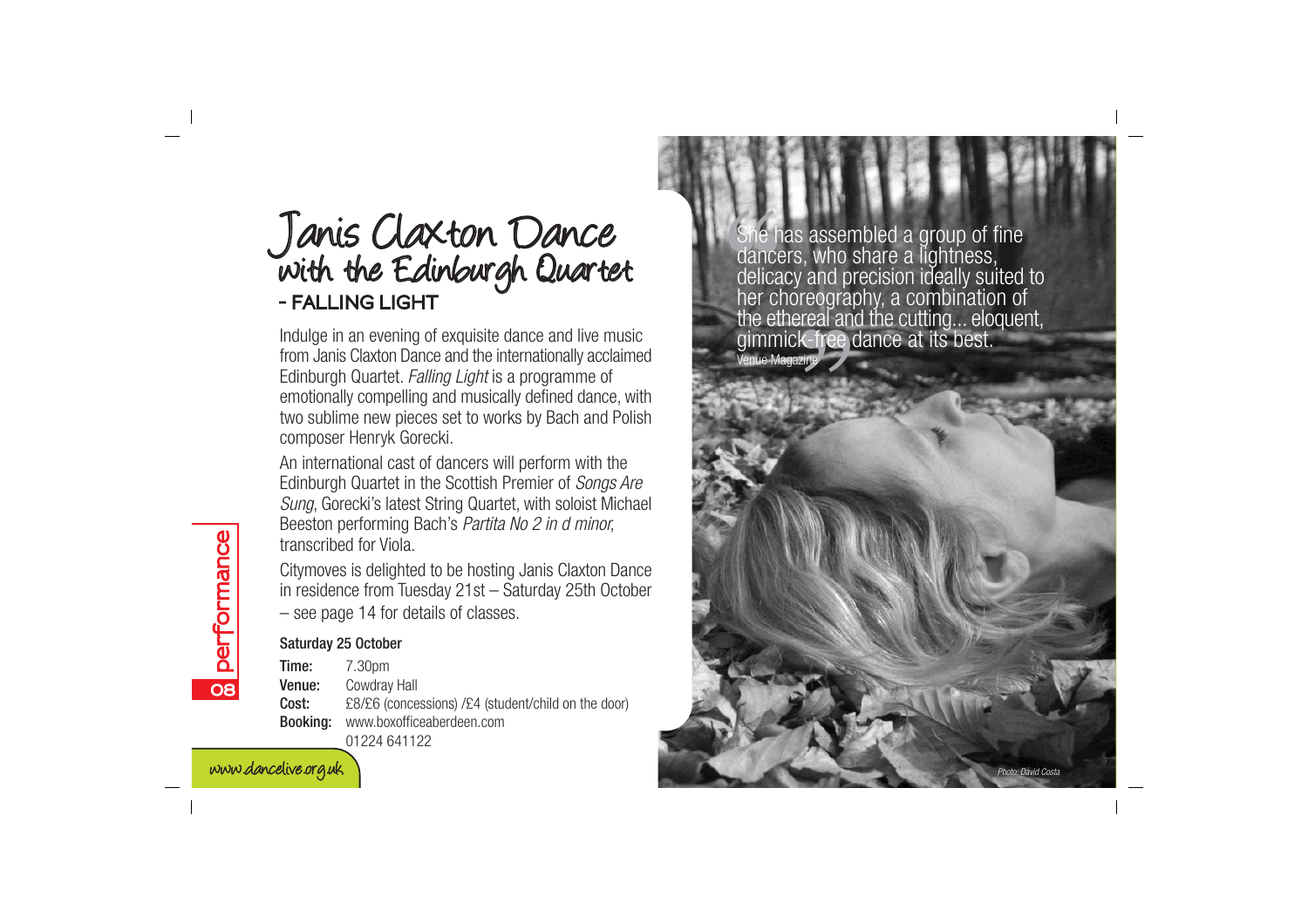# Janis Claxton Dance with the Edinburgh Quartet

## - FALLING LIGHT

Indulge in an evening of exquisite dance and live music from Janis Claxton Dance and the internationally acclaimed Edinburgh Quartet. *Falling Light* is a programme of emotionally compelling and musically defined dance, with two sublime new pieces set to works by Bach and Polish composer Henryk Gorecki.

An international cast of dancers will perform with the Edinburgh Quartet in the Scottish Premier of *Songs Are Sung*, Gorecki's latest String Quartet, with soloist Michael Beeston performing Bach's *Partita No 2 in d minor*, transcribed for Viola.

Citymoves is delighted to be hosting Janis Claxton Dance in residence from Tuesday 21st – Saturday 25th October – see page 14 for details of classes.

**Saturday 25 October**

**Time:** 7.30pm
**Venue:** Cowdray Hall
**Cost:** £8/£6 (concessions) /£4 (student/child on the door)
**Booking:** www.boxofficeaberdeen.com
01224 641122

"She has assembled a group of fine dancers, who share a lightness, delicacy and precision ideally suited to her choreography, a combination of the ethereal and the cutting... eloquent, gimmick-free dance at its best."
Venue Magazine

*Photo: David Costa*

performance

www.dancelive.org.uk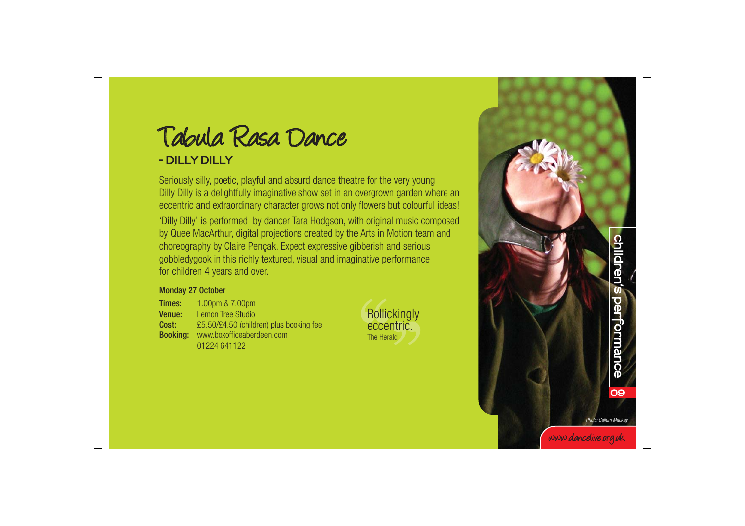# Tabula Rasa Dance

## - DILLY DILLY

Seriously silly, poetic, playful and absurd dance theatre for the very young
Dilly Dilly is a delightfully imaginative show set in an overgrown garden where an eccentric and extraordinary character grows not only flowers but colourful ideas!

'Dilly Dilly' is performed by dancer Tara Hodgson, with original music composed by Quee MacArthur, digital projections created by the Arts in Motion team and choreography by Claire Pençak. Expect expressive gibberish and serious gobbledygook in this richly textured, visual and imaginative performance for children 4 years and over.

**Monday 27 October**

**Times:** 1.00pm & 7.00pm
**Venue:** Lemon Tree Studio
**Cost:** £5.50/£4.50 (children) plus booking fee
**Booking:** www.boxofficeaberdeen.com
01224 641122

"Rollickingly eccentric."
The Herald

children's performance

*Photo: Callum Mackay*

www.dancelive.org.uk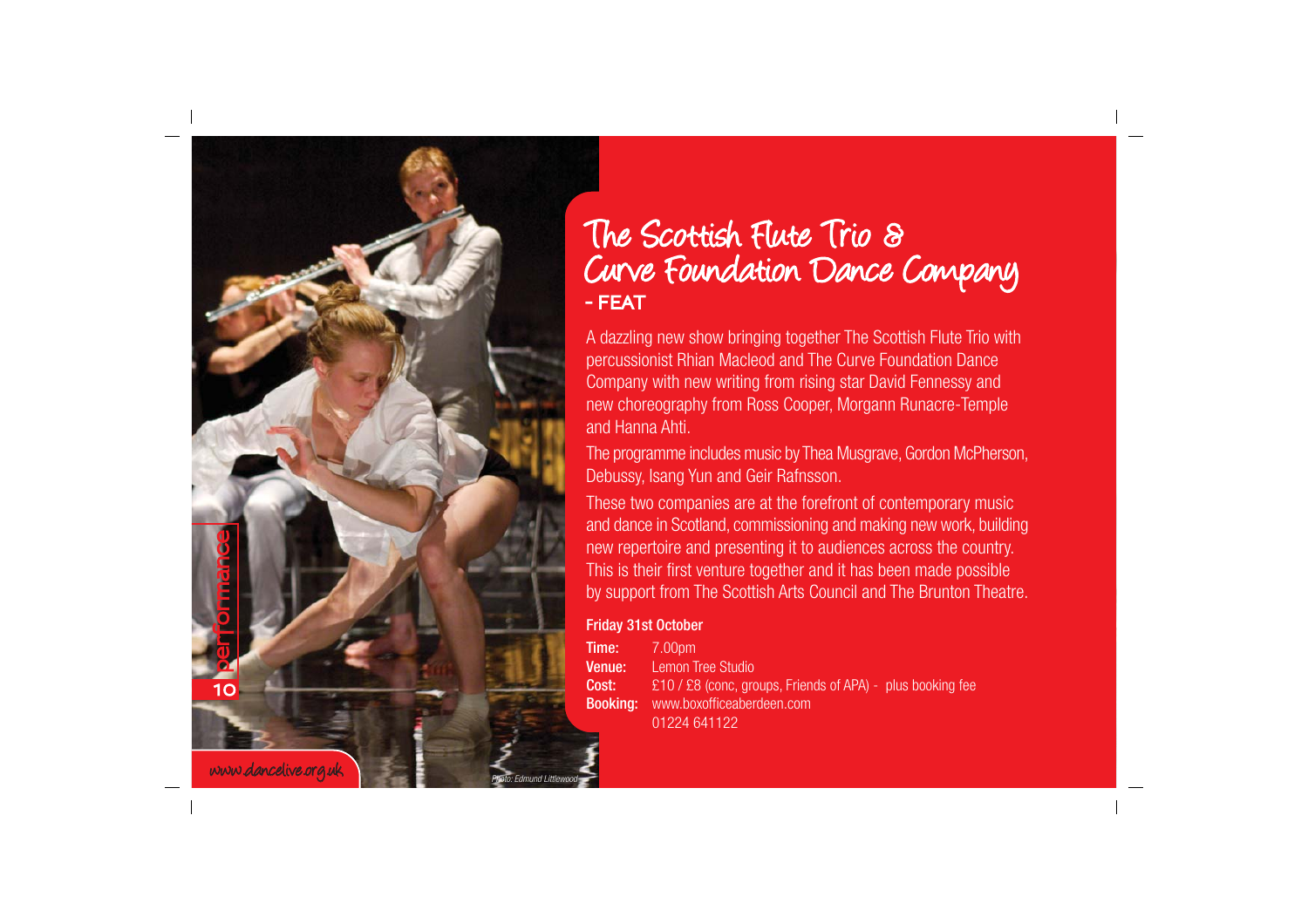# The Scottish Flute Trio & Curve Foundation Dance Company

## - FEAT

A dazzling new show bringing together The Scottish Flute Trio with percussionist Rhian Macleod and The Curve Foundation Dance Company with new writing from rising star David Fennessy and new choreography from Ross Cooper, Morgann Runacre-Temple and Hanna Ahti.

The programme includes music by Thea Musgrave, Gordon McPherson, Debussy, Isang Yun and Geir Rafnsson.

These two companies are at the forefront of contemporary music and dance in Scotland, commissioning and making new work, building new repertoire and presenting it to audiences across the country. This is their first venture together and it has been made possible by support from The Scottish Arts Council and The Brunton Theatre.

**Friday 31st October**

**Time:** 7.00pm
**Venue:** Lemon Tree Studio
**Cost:** £10 / £8 (conc, groups, Friends of APA) - plus booking fee
**Booking:** www.boxofficeaberdeen.com
01224 641122

*Photo: Edmund Littlewood*

performance

www.dancelive.org.uk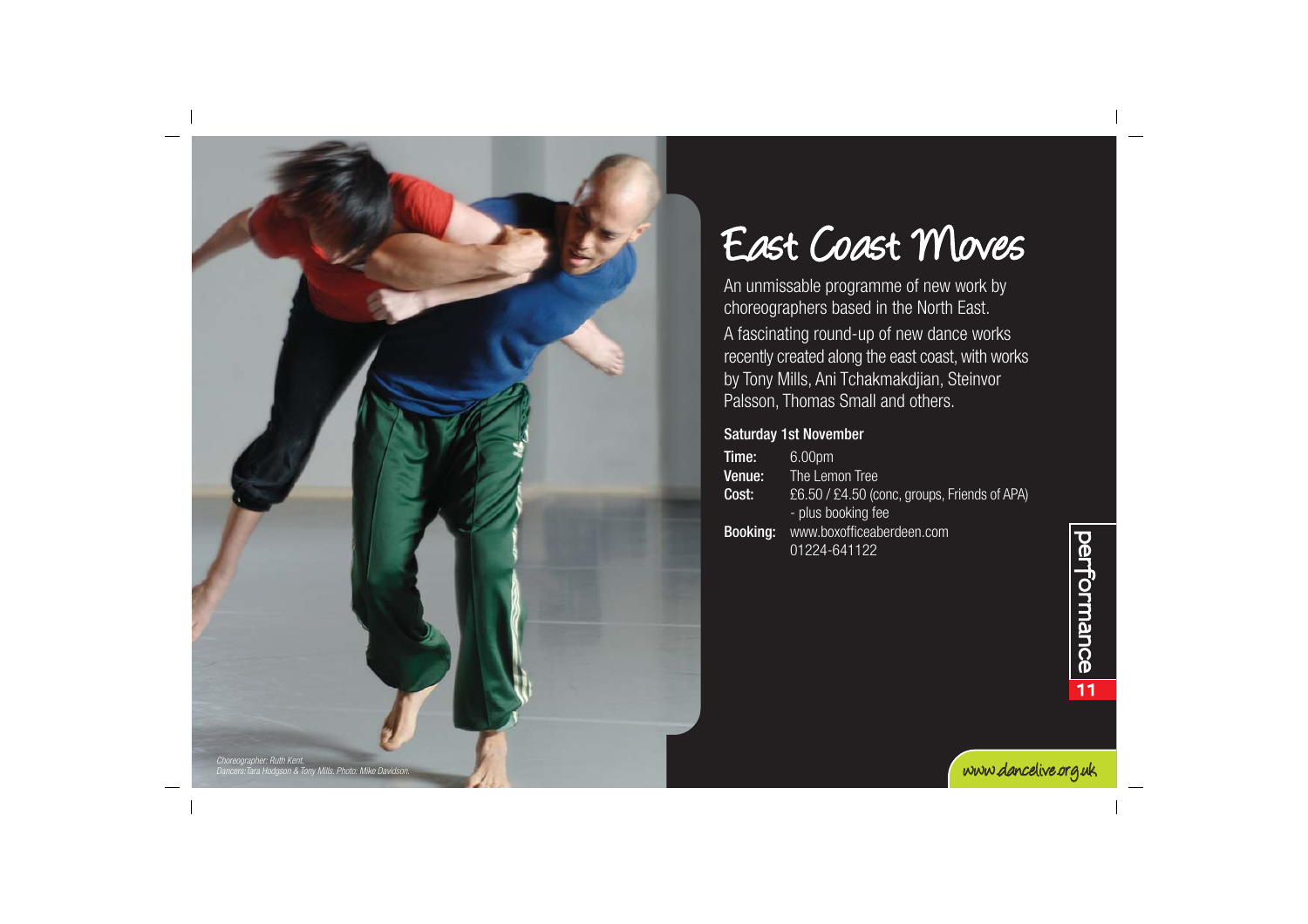# East Coast Moves

An unmissable programme of new work by choreographers based in the North East.

A fascinating round-up of new dance works recently created along the east coast, with works by Tony Mills, Ani Tchakmakdjian, Steinvor Palsson, Thomas Small and others.

**Saturday 1st November**

**Time:** 6.00pm
**Venue:** The Lemon Tree
**Cost:** £6.50 / £4.50 (conc, groups, Friends of APA) - plus booking fee
**Booking:** www.boxofficeaberdeen.com 01224-641122

performance

www.dancelive.org.uk

*Choreographer: Ruth Kent. Dancers: Tara Hodgson & Tony Mills. Photo: Mike Davidson.*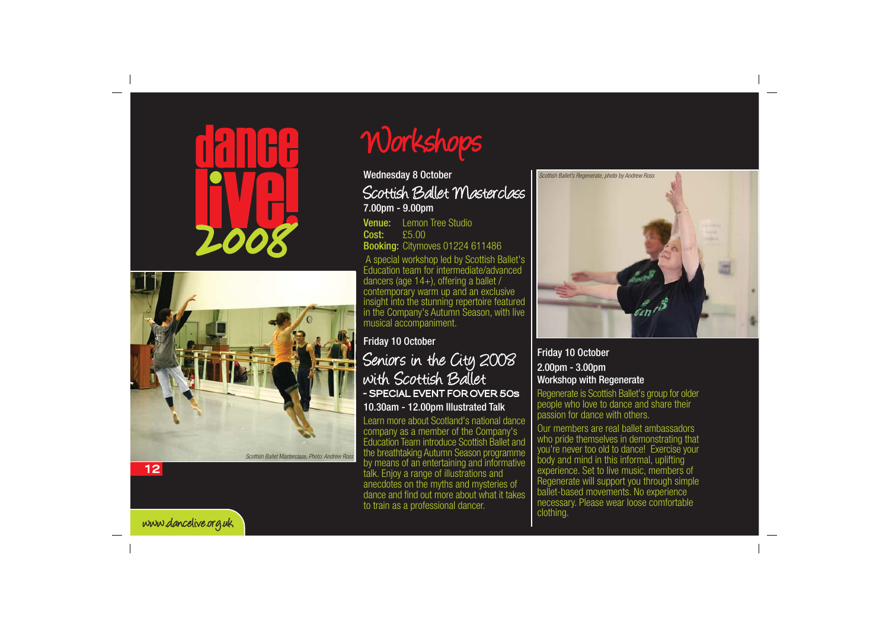# Workshops

Wednesday 8 October

## Scottish Ballet Masterclass

**7.00pm - 9.00pm**

**Venue:** Lemon Tree Studio
**Cost:** £5.00
**Booking:** Citymoves 01224 611486

A special workshop led by Scottish Ballet's Education team for intermediate/advanced dancers (age 14+), offering a ballet / contemporary warm up and an exclusive insight into the stunning repertoire featured in the Company's Autumn Season, with live musical accompaniment.

*Scottish Ballet Masterclass, Photo: Andrew Ross*

Friday 10 October

## Seniors in the City 2008 with Scottish Ballet

**- SPECIAL EVENT FOR OVER 50s**

**10.30am - 12.00pm Illustrated Talk**

Learn more about Scotland's national dance company as a member of the Company's Education Team introduce Scottish Ballet and the breathtaking Autumn Season programme by means of an entertaining and informative talk. Enjoy a range of illustrations and anecdotes on the myths and mysteries of dance and find out more about what it takes to train as a professional dancer.

*Scottish Ballet's Regenerate, photo by Andrew Ross*

Friday 10 October

**2.00pm - 3.00pm**

**Workshop with Regenerate**

Regenerate is Scottish Ballet's group for older people who love to dance and share their passion for dance with others.

Our members are real ballet ambassadors who pride themselves in demonstrating that you're never too old to dance! Exercise your body and mind in this informal, uplifting experience. Set to live music, members of Regenerate will support you through simple ballet-based movements. No experience necessary. Please wear loose comfortable clothing.

www.dancelive.org.uk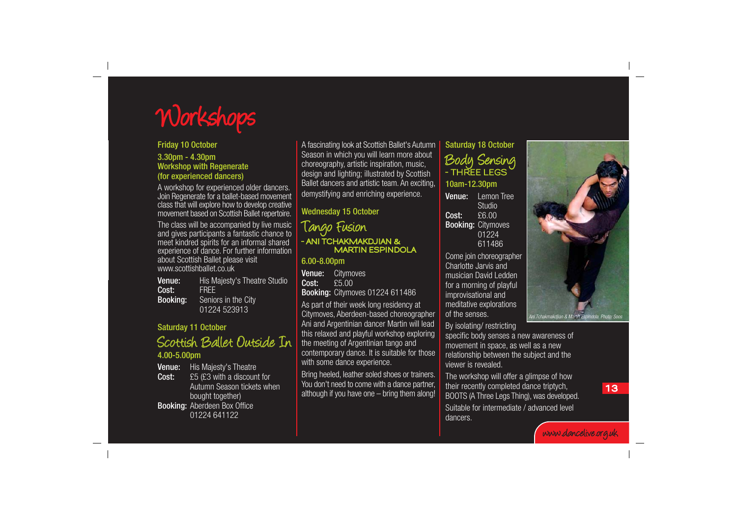# Workshops

### Friday 10 October

**3.30pm - 4.30pm**
**Workshop with Regenerate (for experienced dancers)**

A workshop for experienced older dancers. Join Regenerate for a ballet-based movement class that will explore how to develop creative movement based on Scottish Ballet repertoire.

The class will be accompanied by live music and gives participants a fantastic chance to meet kindred spirits for an informal shared experience of dance. For further information about Scottish Ballet please visit www.scottishballet.co.uk

**Venue:** His Majesty's Theatre Studio
**Cost:** FREE
**Booking:** Seniors in the City 01224 523913

### Saturday 11 October

## Scottish Ballet Outside In

**4.00-5.00pm**

**Venue:** His Majesty's Theatre
**Cost:** £5 (£3 with a discount for Autumn Season tickets when bought together)
**Booking:** Aberdeen Box Office 01224 641122

A fascinating look at Scottish Ballet's Autumn Season in which you will learn more about choreography, artistic inspiration, music, design and lighting; illustrated by Scottish Ballet dancers and artistic team. An exciting, demystifying and enriching experience.

### Wednesday 15 October

## Tango Fusion
### - Ani Tchakmakdjian & Martin Espindola

**6.00-8.00pm**

**Venue:** Citymoves
**Cost:** £5.00
**Booking:** Citymoves 01224 611486

As part of their week long residency at Citymoves, Aberdeen-based choreographer Ani and Argentinian dancer Martin will lead this relaxed and playful workshop exploring the meeting of Argentinian tango and contemporary dance. It is suitable for those with some dance experience.

Bring heeled, leather soled shoes or trainers. You don't need to come with a dance partner, although if you have one – bring them along!

### Saturday 18 October

## Body Sensing
### - Three Legs

**10am-12.30pm**

**Venue:** Lemon Tree Studio
**Cost:** £6.00
**Booking:** Citymoves 01224 611486

Come join choreographer Charlotte Jarvis and musician David Ledden for a morning of playful improvisational and meditative explorations of the senses.

*Ani Tchakmakdjian & Martin Espindola. Photo: Soos*

By isolating/ restricting specific body senses a new awareness of movement in space, as well as a new relationship between the subject and the viewer is revealed.

The workshop will offer a glimpse of how their recently completed dance triptych, BOOTS (A Three Legs Thing), was developed.

Suitable for intermediate / advanced level dancers.

www.dancelive.org.uk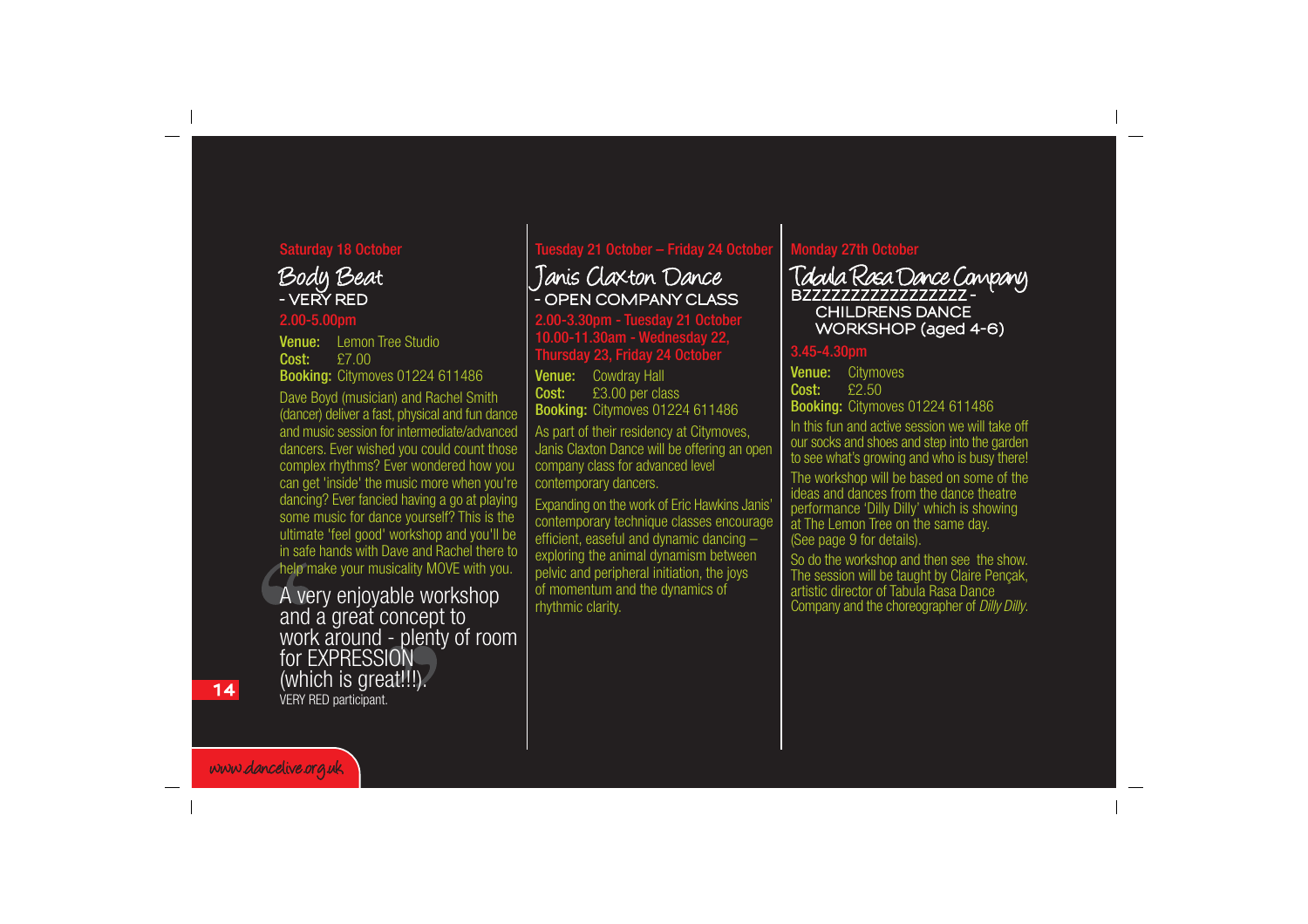Saturday 18 October

## Body Beat - VERY RED

2.00-5.00pm

**Venue:** Lemon Tree Studio
**Cost:** £7.00
**Booking:** Citymoves 01224 611486

Dave Boyd (musician) and Rachel Smith (dancer) deliver a fast, physical and fun dance and music session for intermediate/advanced dancers. Ever wished you could count those complex rhythms? Ever wondered how you can get 'inside' the music more when you're dancing? Ever fancied having a go at playing some music for dance yourself? This is the ultimate 'feel good' workshop and you'll be in safe hands with Dave and Rachel there to help make your musicality MOVE with you.

> "A very enjoyable workshop and a great concept to work around - plenty of room for EXPRESSION (which is great!!!)."
>
> VERY RED participant.

Tuesday 21 October – Friday 24 October

## Janis Claxton Dance - OPEN COMPANY CLASS

2.00-3.30pm - Tuesday 21 October
10.00-11.30am - Wednesday 22, Thursday 23, Friday 24 October

**Venue:** Cowdray Hall
**Cost:** £3.00 per class
**Booking:** Citymoves 01224 611486

As part of their residency at Citymoves, Janis Claxton Dance will be offering an open company class for advanced level contemporary dancers.

Expanding on the work of Eric Hawkins Janis' contemporary technique classes encourage efficient, easeful and dynamic dancing – exploring the animal dynamism between pelvic and peripheral initiation, the joys of momentum and the dynamics of rhythmic clarity.

Monday 27th October

## Tabula Rasa Dance Company BZZZZZZZZZZZZZZZZ - CHILDRENS DANCE WORKSHOP (aged 4-6)

3.45-4.30pm

**Venue:** Citymoves
**Cost:** £2.50
**Booking:** Citymoves 01224 611486

In this fun and active session we will take off our socks and shoes and step into the garden to see what's growing and who is busy there!

The workshop will be based on some of the ideas and dances from the dance theatre performance 'Dilly Dilly' which is showing at The Lemon Tree on the same day. (See page 9 for details).

So do the workshop and then see the show. The session will be taught by Claire Pençak, artistic director of Tabula Rasa Dance Company and the choreographer of *Dilly Dilly*.

www.dancelive.org.uk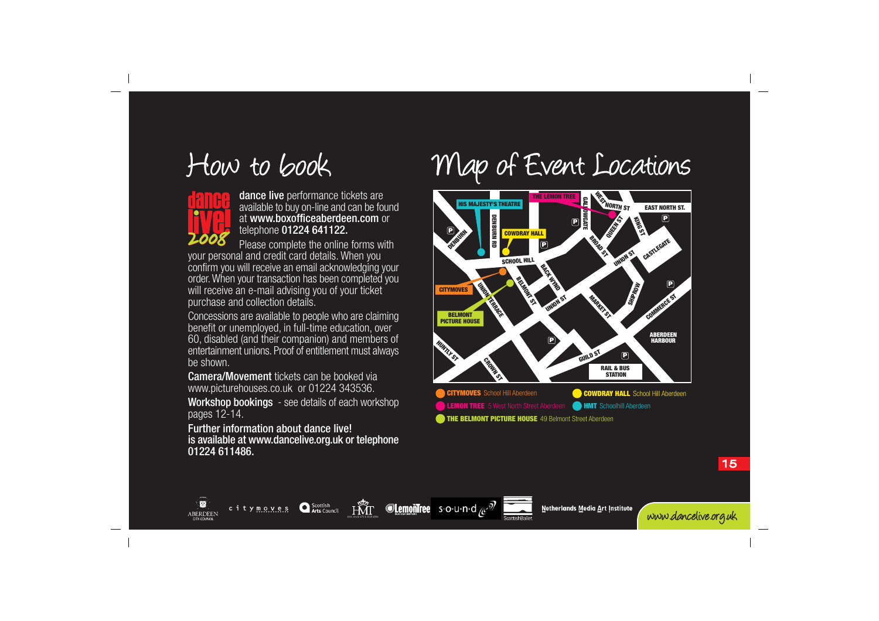# How to book

**dance live** performance tickets are available to buy on-line and can be found at **www.boxofficeaberdeen.com** or telephone **01224 641122.**

Please complete the online forms with your personal and credit card details. When you confirm you will receive an email acknowledging your order. When your transaction has been completed you will receive an e-mail advising you of your ticket purchase and collection details.

Concessions are available to people who are claiming benefit or unemployed, in full-time education, over 60, disabled (and their companion) and members of entertainment unions. Proof of entitlement must always be shown.

**Camera/Movement** tickets can be booked via www.picturehouses.co.uk or 01224 343536.

**Workshop bookings** - see details of each workshop pages 12-14.

**Further information about dance live! is available at www.dancelive.org.uk or telephone 01224 611486.**

# Map of Event Locations

**CITYMOVES** School Hill Aberdeen

**COWDRAY HALL** School Hill Aberdeen

**LEMON TREE** 5 West North Street Aberdeen

**HMT** Schoolhill Aberdeen

**THE BELMONT PICTURE HOUSE** 49 Belmont Street Aberdeen

www.dancelive.org.uk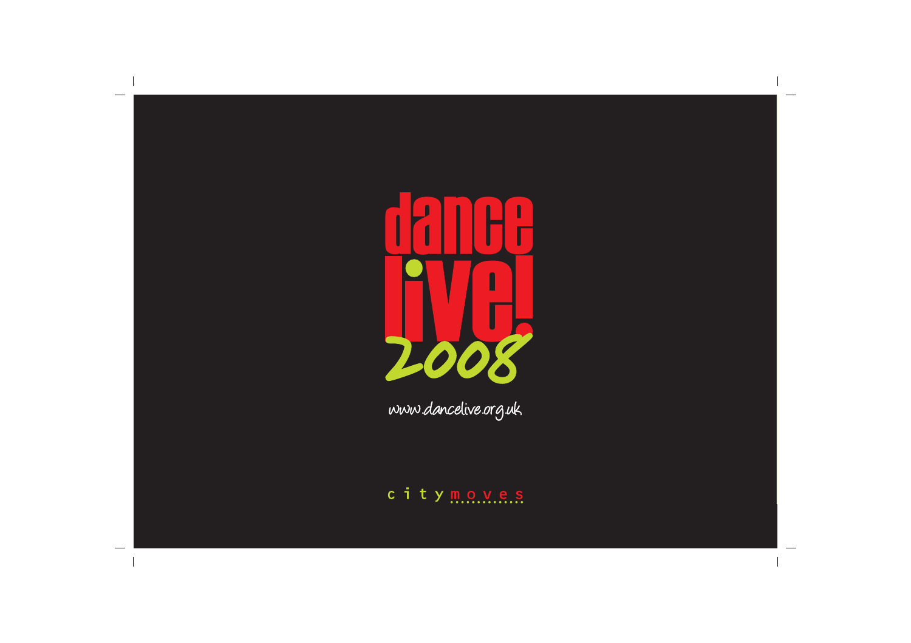dance live! 2008

www.dancelive.org.uk

citymoves